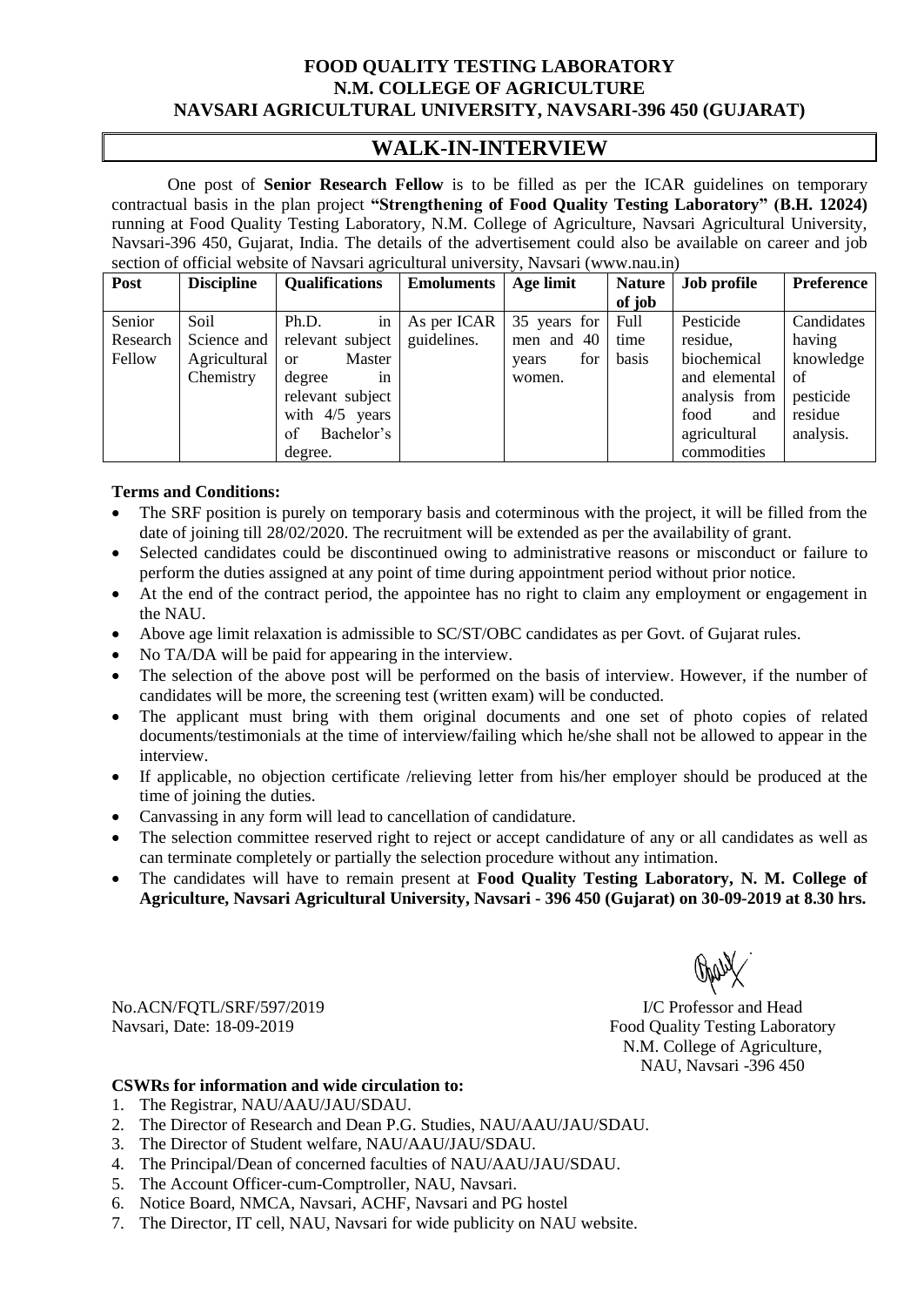**FOOD QUALITY TESTING LABORATORY**
**N.M. COLLEGE OF AGRICULTURE**
**NAVSARI AGRICULTURAL UNIVERSITY, NAVSARI-396 450 (GUJARAT)**

# WALK-IN-INTERVIEW

One post of **Senior Research Fellow** is to be filled as per the ICAR guidelines on temporary contractual basis in the plan project **"Strengthening of Food Quality Testing Laboratory" (B.H. 12024)** running at Food Quality Testing Laboratory, N.M. College of Agriculture, Navsari Agricultural University, Navsari-396 450, Gujarat, India. The details of the advertisement could also be available on career and job section of official website of Navsari agricultural university, Navsari (www.nau.in)

| Post | Discipline | Qualifications | Emoluments | Age limit | Nature of job | Job profile | Preference |
|---|---|---|---|---|---|---|---|
| Senior Research Fellow | Soil Science and Agricultural Chemistry | Ph.D. in relevant subject or Master degree in relevant subject with 4/5 years of Bachelor's degree. | As per ICAR guidelines. | 35 years for men and 40 years for women. | Full time basis | Pesticide residue, biochemical and elemental analysis from food and agricultural commodities | Candidates having knowledge of pesticide residue analysis. |

**Terms and Conditions:**

- The SRF position is purely on temporary basis and coterminous with the project, it will be filled from the date of joining till 28/02/2020. The recruitment will be extended as per the availability of grant.
- Selected candidates could be discontinued owing to administrative reasons or misconduct or failure to perform the duties assigned at any point of time during appointment period without prior notice.
- At the end of the contract period, the appointee has no right to claim any employment or engagement in the NAU.
- Above age limit relaxation is admissible to SC/ST/OBC candidates as per Govt. of Gujarat rules.
- No TA/DA will be paid for appearing in the interview.
- The selection of the above post will be performed on the basis of interview. However, if the number of candidates will be more, the screening test (written exam) will be conducted.
- The applicant must bring with them original documents and one set of photo copies of related documents/testimonials at the time of interview/failing which he/she shall not be allowed to appear in the interview.
- If applicable, no objection certificate /relieving letter from his/her employer should be produced at the time of joining the duties.
- Canvassing in any form will lead to cancellation of candidature.
- The selection committee reserved right to reject or accept candidature of any or all candidates as well as can terminate completely or partially the selection procedure without any intimation.
- The candidates will have to remain present at **Food Quality Testing Laboratory, N. M. College of Agriculture, Navsari Agricultural University, Navsari - 396 450 (Gujarat) on 30-09-2019 at 8.30 hrs.**

No.ACN/FQTL/SRF/597/2019
Navsari, Date: 18-09-2019

I/C Professor and Head
Food Quality Testing Laboratory
N.M. College of Agriculture,
NAU, Navsari -396 450

**CSWRs for information and wide circulation to:**

1. The Registrar, NAU/AAU/JAU/SDAU.
2. The Director of Research and Dean P.G. Studies, NAU/AAU/JAU/SDAU.
3. The Director of Student welfare, NAU/AAU/JAU/SDAU.
4. The Principal/Dean of concerned faculties of NAU/AAU/JAU/SDAU.
5. The Account Officer-cum-Comptroller, NAU, Navsari.
6. Notice Board, NMCA, Navsari, ACHF, Navsari and PG hostel
7. The Director, IT cell, NAU, Navsari for wide publicity on NAU website.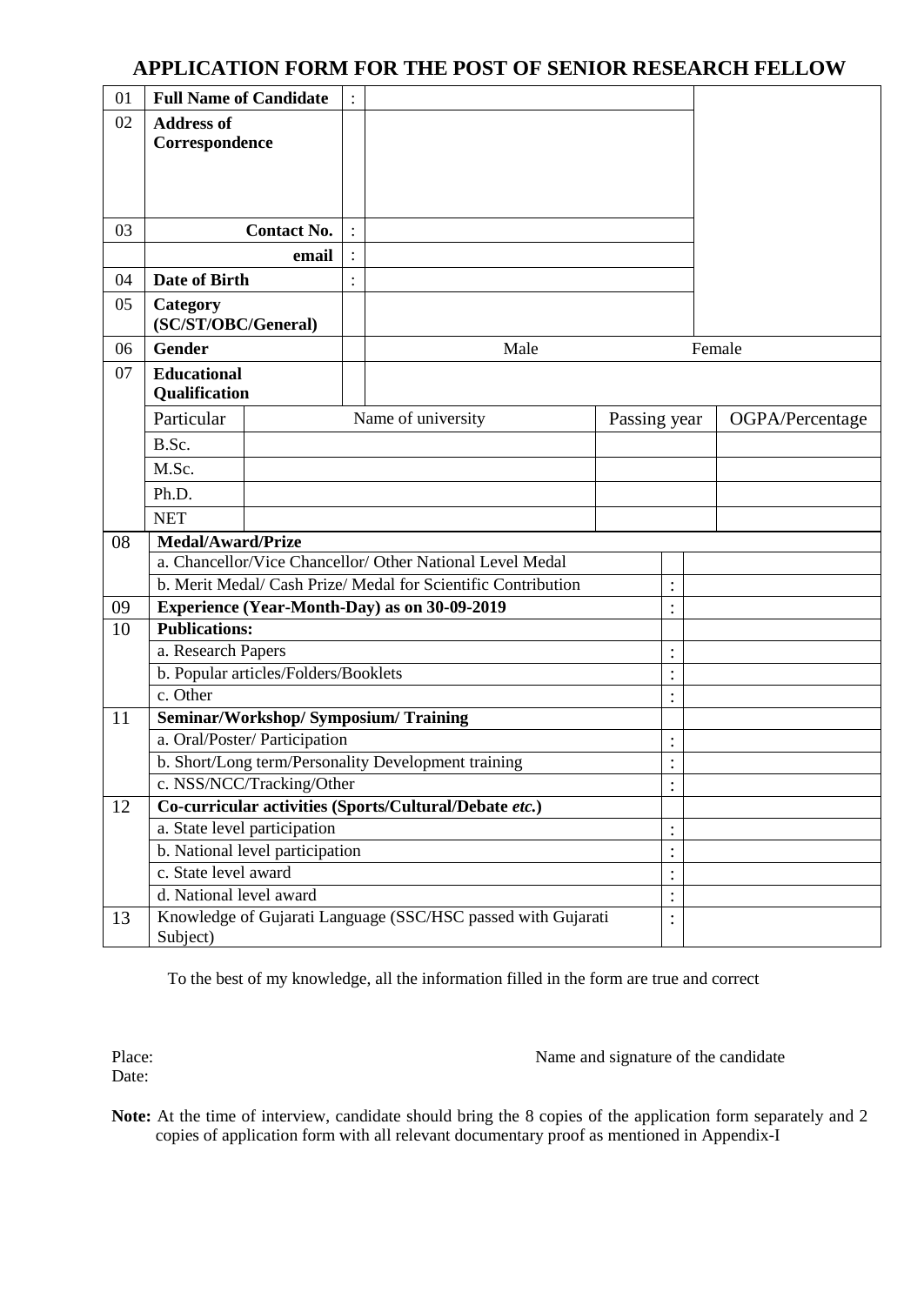# APPLICATION FORM FOR THE POST OF SENIOR RESEARCH FELLOW

| | | | | |
|---|---|---|---|---|
| 01 | **Full Name of Candidate** | : | | |
| 02 | **Address of Correspondence** | | | |
| 03 | **Contact No.** | : | | |
| | **email** | : | | |
| 04 | **Date of Birth** | : | | |
| 05 | **Category (SC/ST/OBC/General)** | | | |
| 06 | **Gender** | | Male | Female |
| 07 | **Educational Qualification** | | | |

| Particular | Name of university | Passing year | OGPA/Percentage |
|---|---|---|---|
| B.Sc. | | | |
| M.Sc. | | | |
| Ph.D. | | | |
| NET | | | |

| | | | |
|---|---|---|---|
| 08 | **Medal/Award/Prize** | | |
| | a. Chancellor/Vice Chancellor/ Other National Level Medal | | |
| | b. Merit Medal/ Cash Prize/ Medal for Scientific Contribution | : | |
| 09 | **Experience (Year-Month-Day) as on 30-09-2019** | : | |
| 10 | **Publications:** | | |
| | a. Research Papers | : | |
| | b. Popular articles/Folders/Booklets | : | |
| | c. Other | : | |
| 11 | **Seminar/Workshop/ Symposium/ Training** | | |
| | a. Oral/Poster/ Participation | : | |
| | b. Short/Long term/Personality Development training | : | |
| | c. NSS/NCC/Tracking/Other | : | |
| 12 | **Co-curricular activities (Sports/Cultural/Debate *etc.*)** | | |
| | a. State level participation | : | |
| | b. National level participation | : | |
| | c. State level award | : | |
| | d. National level award | : | |
| 13 | Knowledge of Gujarati Language (SSC/HSC passed with Gujarati Subject) | : | |

To the best of my knowledge, all the information filled in the form are true and correct

Place:

Date:

Name and signature of the candidate

**Note:** At the time of interview, candidate should bring the 8 copies of the application form separately and 2 copies of application form with all relevant documentary proof as mentioned in Appendix-I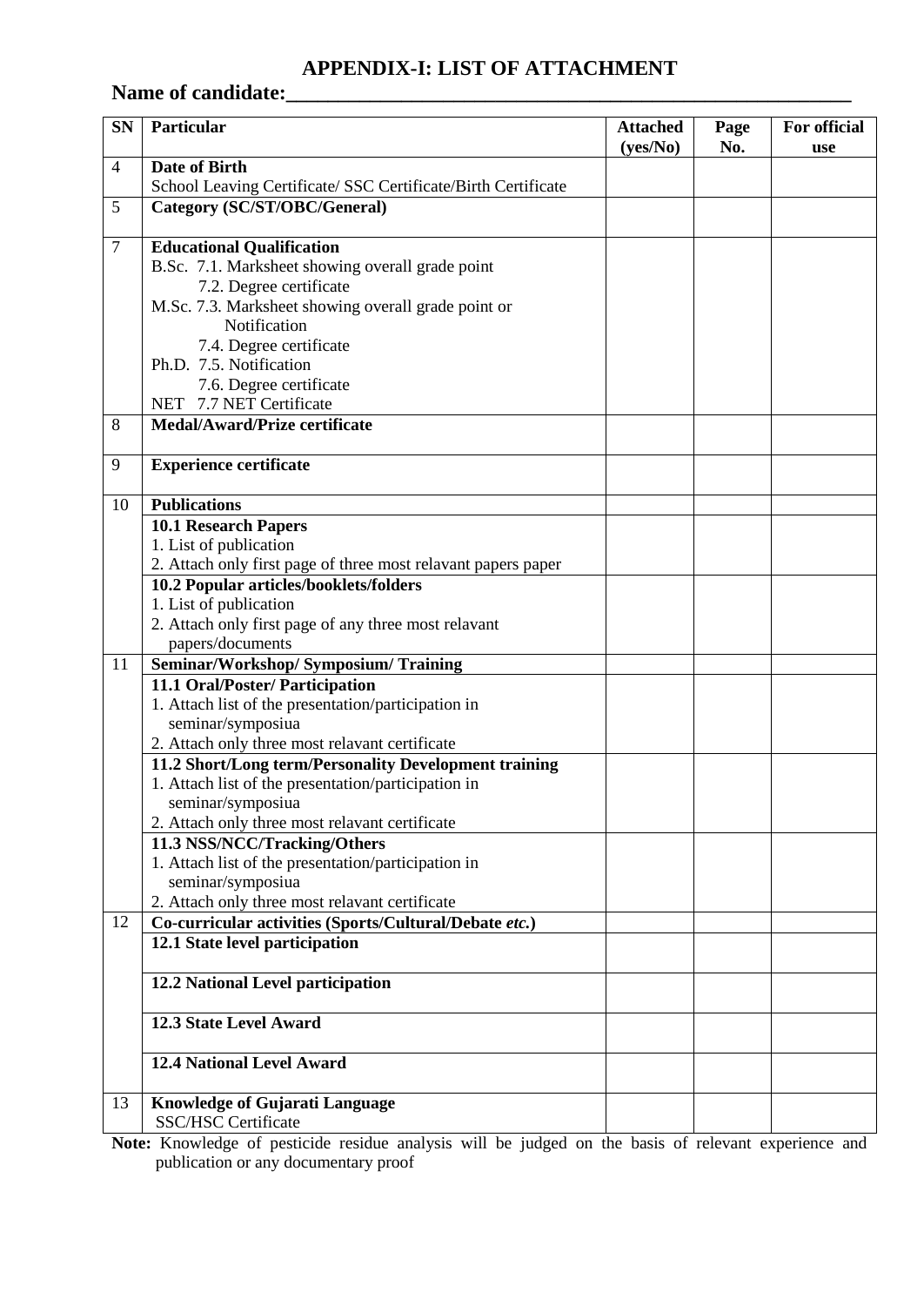# APPENDIX-I: LIST OF ATTACHMENT

**Name of candidate:**\_\_\_\_\_\_\_\_\_\_\_\_\_\_\_\_\_\_\_\_\_\_\_\_\_\_\_\_\_\_\_\_\_\_\_\_\_\_\_\_\_\_\_\_\_\_\_\_

| SN | Particular | Attached (yes/No) | Page No. | For official use |
|---|---|---|---|---|
| 4 | **Date of Birth**<br>School Leaving Certificate/ SSC Certificate/Birth Certificate | | | |
| 5 | **Category (SC/ST/OBC/General)** | | | |
| 7 | **Educational Qualification**<br>B.Sc. 7.1. Marksheet showing overall grade point<br>7.2. Degree certificate<br>M.Sc. 7.3. Marksheet showing overall grade point or Notification<br>7.4. Degree certificate<br>Ph.D. 7.5. Notification<br>7.6. Degree certificate<br>NET 7.7 NET Certificate | | | |
| 8 | **Medal/Award/Prize certificate** | | | |
| 9 | **Experience certificate** | | | |
| 10 | **Publications** | | | |
| | **10.1 Research Papers**<br>1. List of publication<br>2. Attach only first page of three most relavant papers paper | | | |
| | **10.2 Popular articles/booklets/folders**<br>1. List of publication<br>2. Attach only first page of any three most relavant papers/documents | | | |
| 11 | **Seminar/Workshop/ Symposium/ Training** | | | |
| | **11.1 Oral/Poster/ Participation**<br>1. Attach list of the presentation/participation in seminar/symposiua<br>2. Attach only three most relavant certificate | | | |
| | **11.2 Short/Long term/Personality Development training**<br>1. Attach list of the presentation/participation in seminar/symposiua<br>2. Attach only three most relavant certificate | | | |
| | **11.3 NSS/NCC/Tracking/Others**<br>1. Attach list of the presentation/participation in seminar/symposiua<br>2. Attach only three most relavant certificate | | | |
| 12 | **Co-curricular activities (Sports/Cultural/Debate *etc.*)** | | | |
| | **12.1 State level participation** | | | |
| | **12.2 National Level participation** | | | |
| | **12.3 State Level Award** | | | |
| | **12.4 National Level Award** | | | |
| 13 | **Knowledge of Gujarati Language**<br>SSC/HSC Certificate | | | |

**Note:** Knowledge of pesticide residue analysis will be judged on the basis of relevant experience and publication or any documentary proof